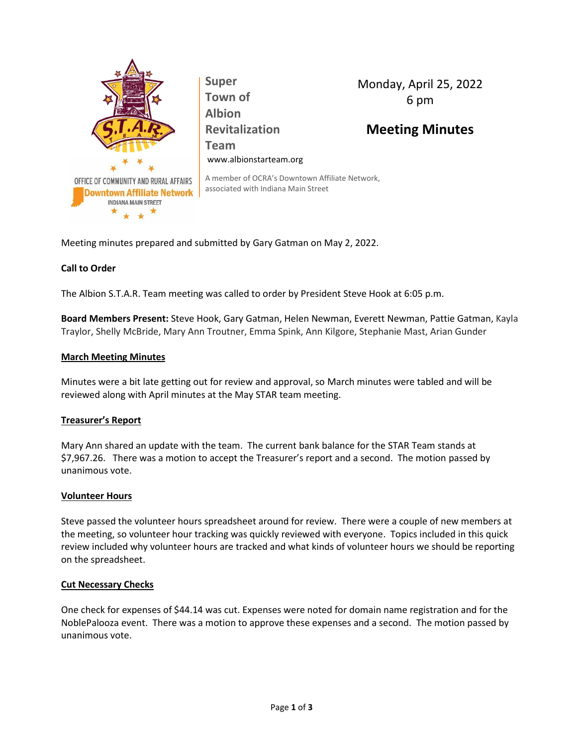Super Town of Albion Revitalization Team

www.albionstarteam.org

A member of OCRA's Downtown Affiliate Network, associated with Indiana Main Street

Monday, April 25, 2022
6 pm

# Meeting Minutes

Meeting minutes prepared and submitted by Gary Gatman on May 2, 2022.

**Call to Order**

The Albion S.T.A.R. Team meeting was called to order by President Steve Hook at 6:05 p.m.

**Board Members Present:** Steve Hook, Gary Gatman, Helen Newman, Everett Newman, Pattie Gatman, Kayla Traylor, Shelly McBride, Mary Ann Troutner, Emma Spink, Ann Kilgore, Stephanie Mast, Arian Gunder

**March Meeting Minutes**

Minutes were a bit late getting out for review and approval, so March minutes were tabled and will be reviewed along with April minutes at the May STAR team meeting.

**Treasurer's Report**

Mary Ann shared an update with the team. The current bank balance for the STAR Team stands at $7,967.26. There was a motion to accept the Treasurer's report and a second. The motion passed by unanimous vote.

**Volunteer Hours**

Steve passed the volunteer hours spreadsheet around for review. There were a couple of new members at the meeting, so volunteer hour tracking was quickly reviewed with everyone. Topics included in this quick review included why volunteer hours are tracked and what kinds of volunteer hours we should be reporting on the spreadsheet.

**Cut Necessary Checks**

One check for expenses of $44.14 was cut. Expenses were noted for domain name registration and for the NoblePalooza event. There was a motion to approve these expenses and a second. The motion passed by unanimous vote.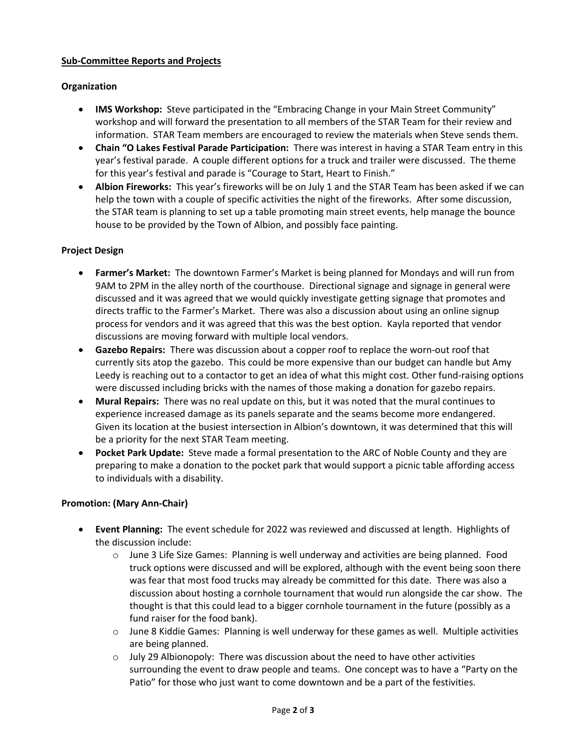**Sub-Committee Reports and Projects**

**Organization**

- **IMS Workshop:** Steve participated in the "Embracing Change in your Main Street Community" workshop and will forward the presentation to all members of the STAR Team for their review and information. STAR Team members are encouraged to review the materials when Steve sends them.
- **Chain "O Lakes Festival Parade Participation:** There was interest in having a STAR Team entry in this year's festival parade. A couple different options for a truck and trailer were discussed. The theme for this year's festival and parade is "Courage to Start, Heart to Finish."
- **Albion Fireworks:** This year's fireworks will be on July 1 and the STAR Team has been asked if we can help the town with a couple of specific activities the night of the fireworks. After some discussion, the STAR team is planning to set up a table promoting main street events, help manage the bounce house to be provided by the Town of Albion, and possibly face painting.

**Project Design**

- **Farmer's Market:** The downtown Farmer's Market is being planned for Mondays and will run from 9AM to 2PM in the alley north of the courthouse. Directional signage and signage in general were discussed and it was agreed that we would quickly investigate getting signage that promotes and directs traffic to the Farmer's Market. There was also a discussion about using an online signup process for vendors and it was agreed that this was the best option. Kayla reported that vendor discussions are moving forward with multiple local vendors.
- **Gazebo Repairs:** There was discussion about a copper roof to replace the worn-out roof that currently sits atop the gazebo. This could be more expensive than our budget can handle but Amy Leedy is reaching out to a contactor to get an idea of what this might cost. Other fund-raising options were discussed including bricks with the names of those making a donation for gazebo repairs.
- **Mural Repairs:** There was no real update on this, but it was noted that the mural continues to experience increased damage as its panels separate and the seams become more endangered. Given its location at the busiest intersection in Albion's downtown, it was determined that this will be a priority for the next STAR Team meeting.
- **Pocket Park Update:** Steve made a formal presentation to the ARC of Noble County and they are preparing to make a donation to the pocket park that would support a picnic table affording access to individuals with a disability.

**Promotion: (Mary Ann-Chair)**

- **Event Planning:** The event schedule for 2022 was reviewed and discussed at length. Highlights of the discussion include:
  - June 3 Life Size Games: Planning is well underway and activities are being planned. Food truck options were discussed and will be explored, although with the event being soon there was fear that most food trucks may already be committed for this date. There was also a discussion about hosting a cornhole tournament that would run alongside the car show. The thought is that this could lead to a bigger cornhole tournament in the future (possibly as a fund raiser for the food bank).
  - June 8 Kiddie Games: Planning is well underway for these games as well. Multiple activities are being planned.
  - July 29 Albionopoly: There was discussion about the need to have other activities surrounding the event to draw people and teams. One concept was to have a "Party on the Patio" for those who just want to come downtown and be a part of the festivities.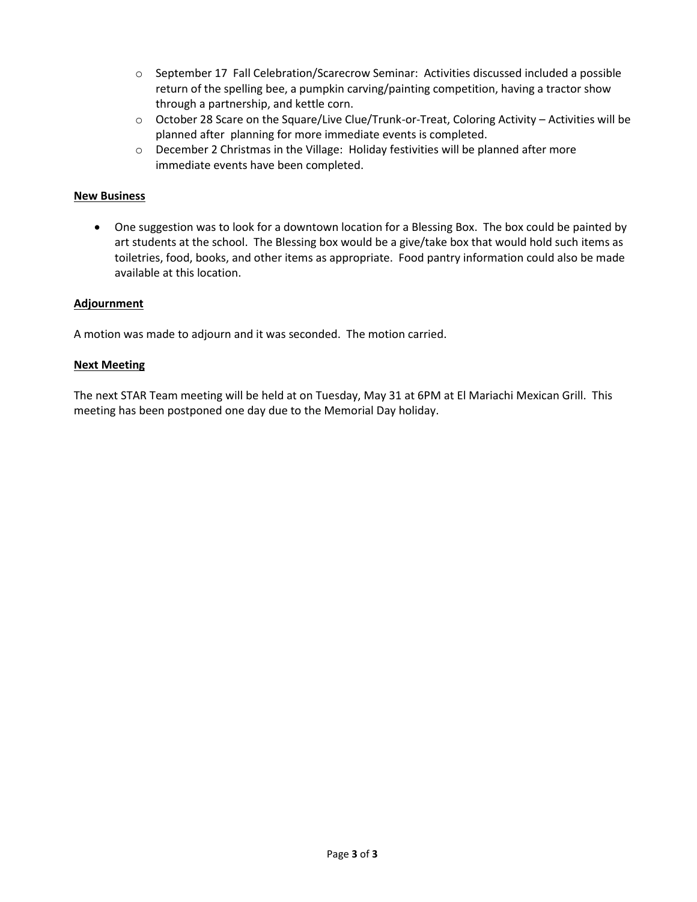- September 17 Fall Celebration/Scarecrow Seminar: Activities discussed included a possible return of the spelling bee, a pumpkin carving/painting competition, having a tractor show through a partnership, and kettle corn.
- October 28 Scare on the Square/Live Clue/Trunk-or-Treat, Coloring Activity – Activities will be planned after planning for more immediate events is completed.
- December 2 Christmas in the Village: Holiday festivities will be planned after more immediate events have been completed.

**New Business**

- One suggestion was to look for a downtown location for a Blessing Box. The box could be painted by art students at the school. The Blessing box would be a give/take box that would hold such items as toiletries, food, books, and other items as appropriate. Food pantry information could also be made available at this location.

**Adjournment**

A motion was made to adjourn and it was seconded. The motion carried.

**Next Meeting**

The next STAR Team meeting will be held at on Tuesday, May 31 at 6PM at El Mariachi Mexican Grill. This meeting has been postponed one day due to the Memorial Day holiday.